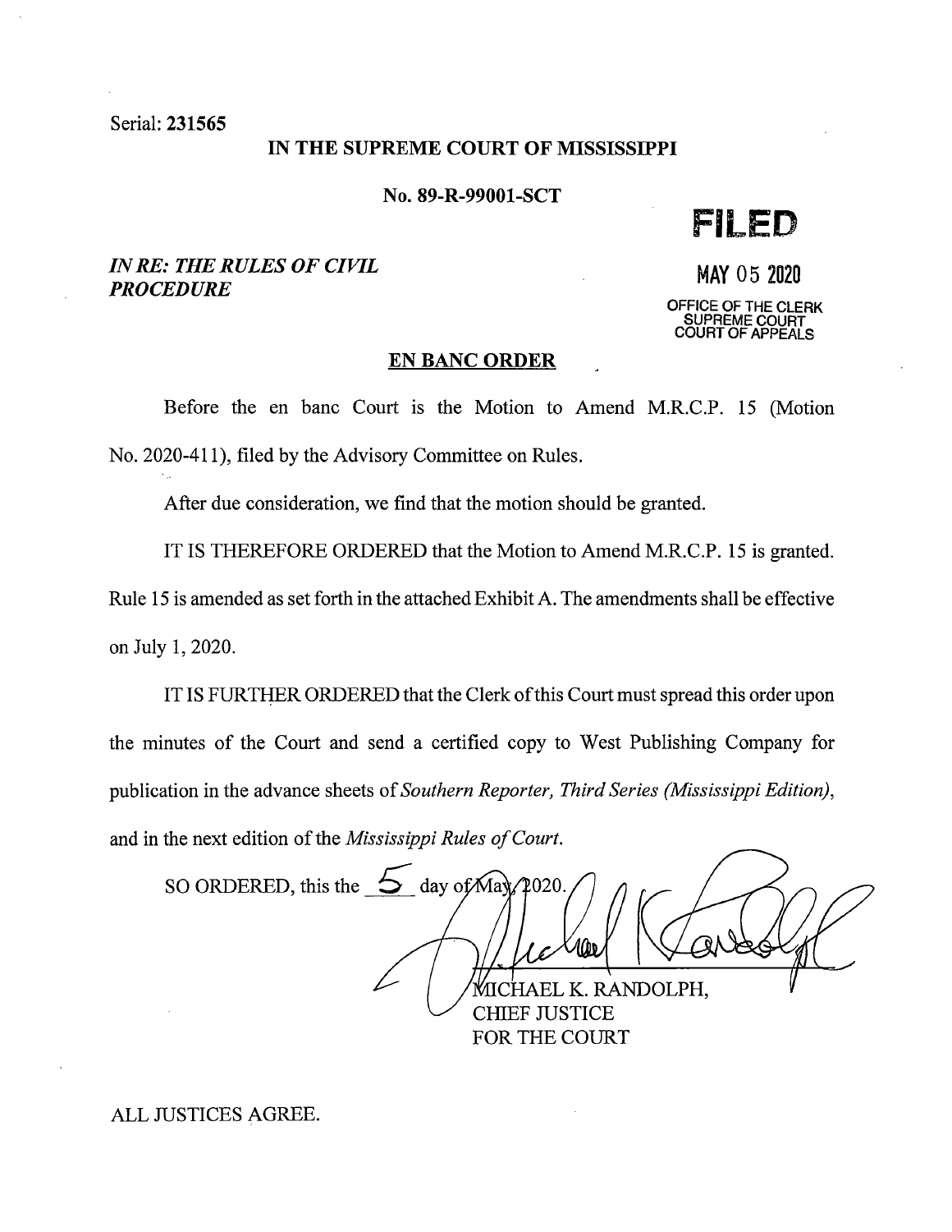Serial: **231565**

**IN THE SUPREME COURT OF MISSISSIPPI**

**No. 89-R-99001-SCT**

***IN RE: THE RULES OF CIVIL PROCEDURE***

**FILED**

**MAY 05 2020**

OFFICE OF THE CLERK
SUPREME COURT
COURT OF APPEALS

**EN BANC ORDER**

Before the en banc Court is the Motion to Amend M.R.C.P. 15 (Motion No. 2020-411), filed by the Advisory Committee on Rules.

After due consideration, we find that the motion should be granted.

IT IS THEREFORE ORDERED that the Motion to Amend M.R.C.P. 15 is granted. Rule 15 is amended as set forth in the attached Exhibit A. The amendments shall be effective on July 1, 2020.

IT IS FURTHER ORDERED that the Clerk of this Court must spread this order upon the minutes of the Court and send a certified copy to West Publishing Company for publication in the advance sheets of *Southern Reporter, Third Series (Mississippi Edition)*, and in the next edition of the *Mississippi Rules of Court*.

SO ORDERED, this the 5 day of May, 2020.

MICHAEL K. RANDOLPH,
CHIEF JUSTICE
FOR THE COURT

ALL JUSTICES AGREE.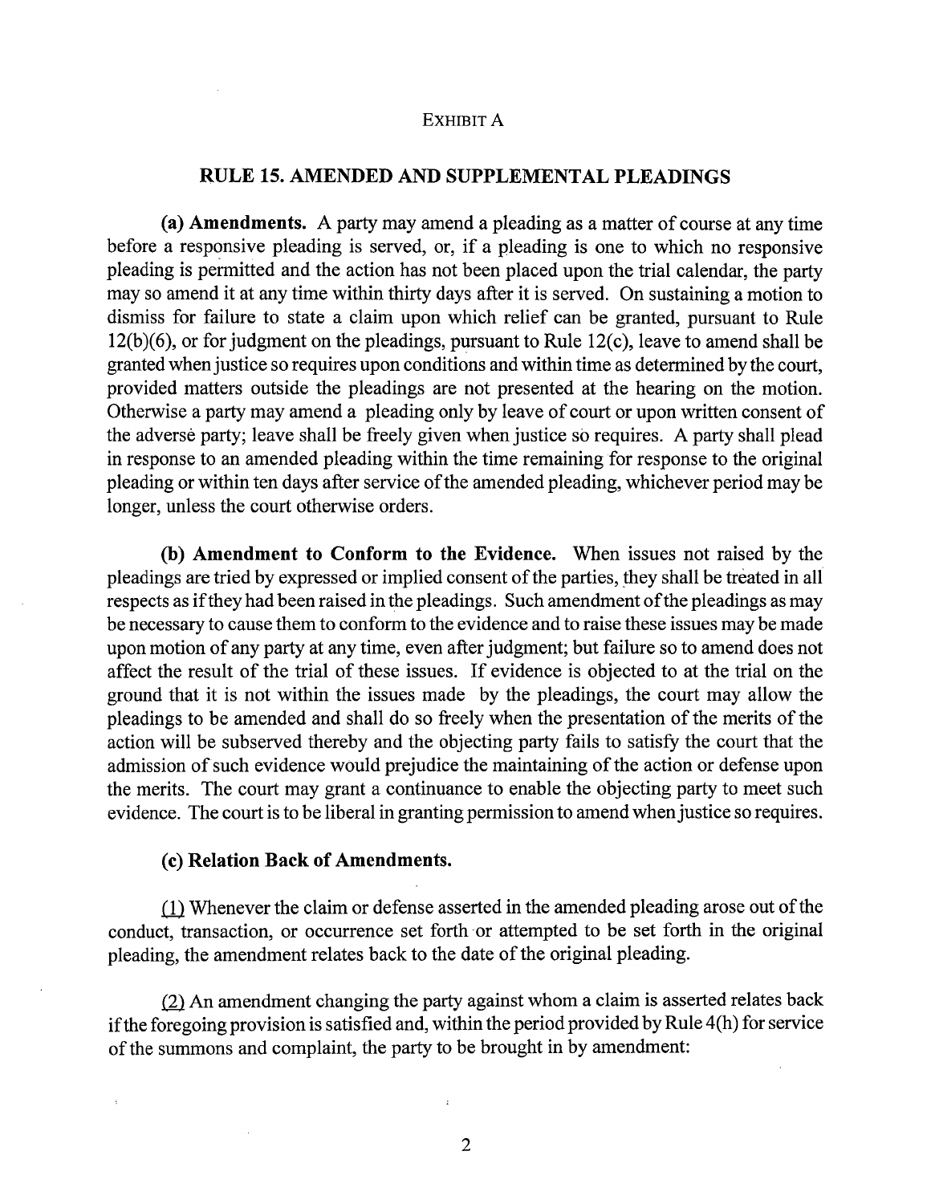EXHIBIT A

## RULE 15. AMENDED AND SUPPLEMENTAL PLEADINGS

**(a) Amendments.** A party may amend a pleading as a matter of course at any time before a responsive pleading is served, or, if a pleading is one to which no responsive pleading is permitted and the action has not been placed upon the trial calendar, the party may so amend it at any time within thirty days after it is served. On sustaining a motion to dismiss for failure to state a claim upon which relief can be granted, pursuant to Rule 12(b)(6), or for judgment on the pleadings, pursuant to Rule 12(c), leave to amend shall be granted when justice so requires upon conditions and within time as determined by the court, provided matters outside the pleadings are not presented at the hearing on the motion. Otherwise a party may amend a pleading only by leave of court or upon written consent of the adverse party; leave shall be freely given when justice so requires. A party shall plead in response to an amended pleading within the time remaining for response to the original pleading or within ten days after service of the amended pleading, whichever period may be longer, unless the court otherwise orders.

**(b) Amendment to Conform to the Evidence.** When issues not raised by the pleadings are tried by expressed or implied consent of the parties, they shall be treated in all respects as if they had been raised in the pleadings. Such amendment of the pleadings as may be necessary to cause them to conform to the evidence and to raise these issues may be made upon motion of any party at any time, even after judgment; but failure so to amend does not affect the result of the trial of these issues. If evidence is objected to at the trial on the ground that it is not within the issues made by the pleadings, the court may allow the pleadings to be amended and shall do so freely when the presentation of the merits of the action will be subserved thereby and the objecting party fails to satisfy the court that the admission of such evidence would prejudice the maintaining of the action or defense upon the merits. The court may grant a continuance to enable the objecting party to meet such evidence. The court is to be liberal in granting permission to amend when justice so requires.

**(c) Relation Back of Amendments.**

(1) Whenever the claim or defense asserted in the amended pleading arose out of the conduct, transaction, or occurrence set forth or attempted to be set forth in the original pleading, the amendment relates back to the date of the original pleading.

(2) An amendment changing the party against whom a claim is asserted relates back if the foregoing provision is satisfied and, within the period provided by Rule 4(h) for service of the summons and complaint, the party to be brought in by amendment: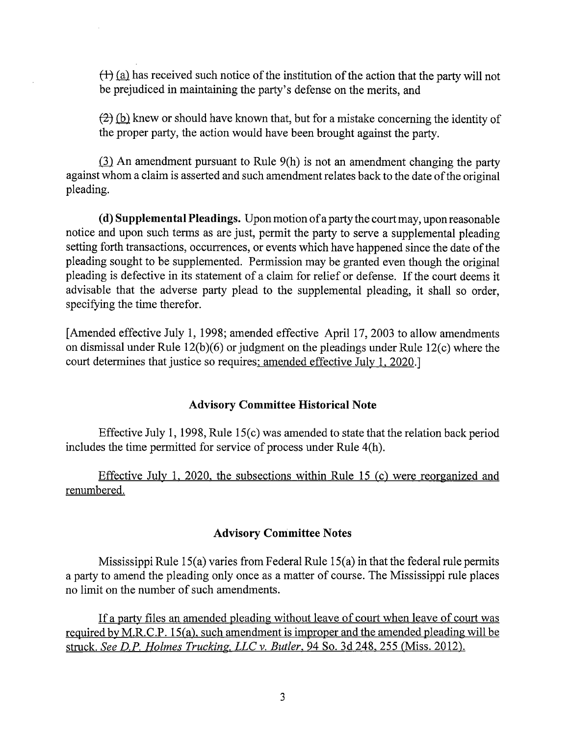~~(1)~~ (a) has received such notice of the institution of the action that the party will not be prejudiced in maintaining the party's defense on the merits, and

~~(2)~~ (b) knew or should have known that, but for a mistake concerning the identity of the proper party, the action would have been brought against the party.

(3) An amendment pursuant to Rule 9(h) is not an amendment changing the party against whom a claim is asserted and such amendment relates back to the date of the original pleading.

**(d) Supplemental Pleadings.** Upon motion of a party the court may, upon reasonable notice and upon such terms as are just, permit the party to serve a supplemental pleading setting forth transactions, occurrences, or events which have happened since the date of the pleading sought to be supplemented. Permission may be granted even though the original pleading is defective in its statement of a claim for relief or defense. If the court deems it advisable that the adverse party plead to the supplemental pleading, it shall so order, specifying the time therefor.

[Amended effective July 1, 1998; amended effective April 17, 2003 to allow amendments on dismissal under Rule 12(b)(6) or judgment on the pleadings under Rule 12(c) where the court determines that justice so requires; amended effective July 1, 2020.]

## Advisory Committee Historical Note

Effective July 1, 1998, Rule 15(c) was amended to state that the relation back period includes the time permitted for service of process under Rule 4(h).

Effective July 1, 2020, the subsections within Rule 15 (c) were reorganized and renumbered.

## Advisory Committee Notes

Mississippi Rule 15(a) varies from Federal Rule 15(a) in that the federal rule permits a party to amend the pleading only once as a matter of course. The Mississippi rule places no limit on the number of such amendments.

If a party files an amended pleading without leave of court when leave of court was required by M.R.C.P. 15(a), such amendment is improper and the amended pleading will be struck. *See D.P. Holmes Trucking, LLC v. Butler*, 94 So. 3d 248, 255 (Miss. 2012).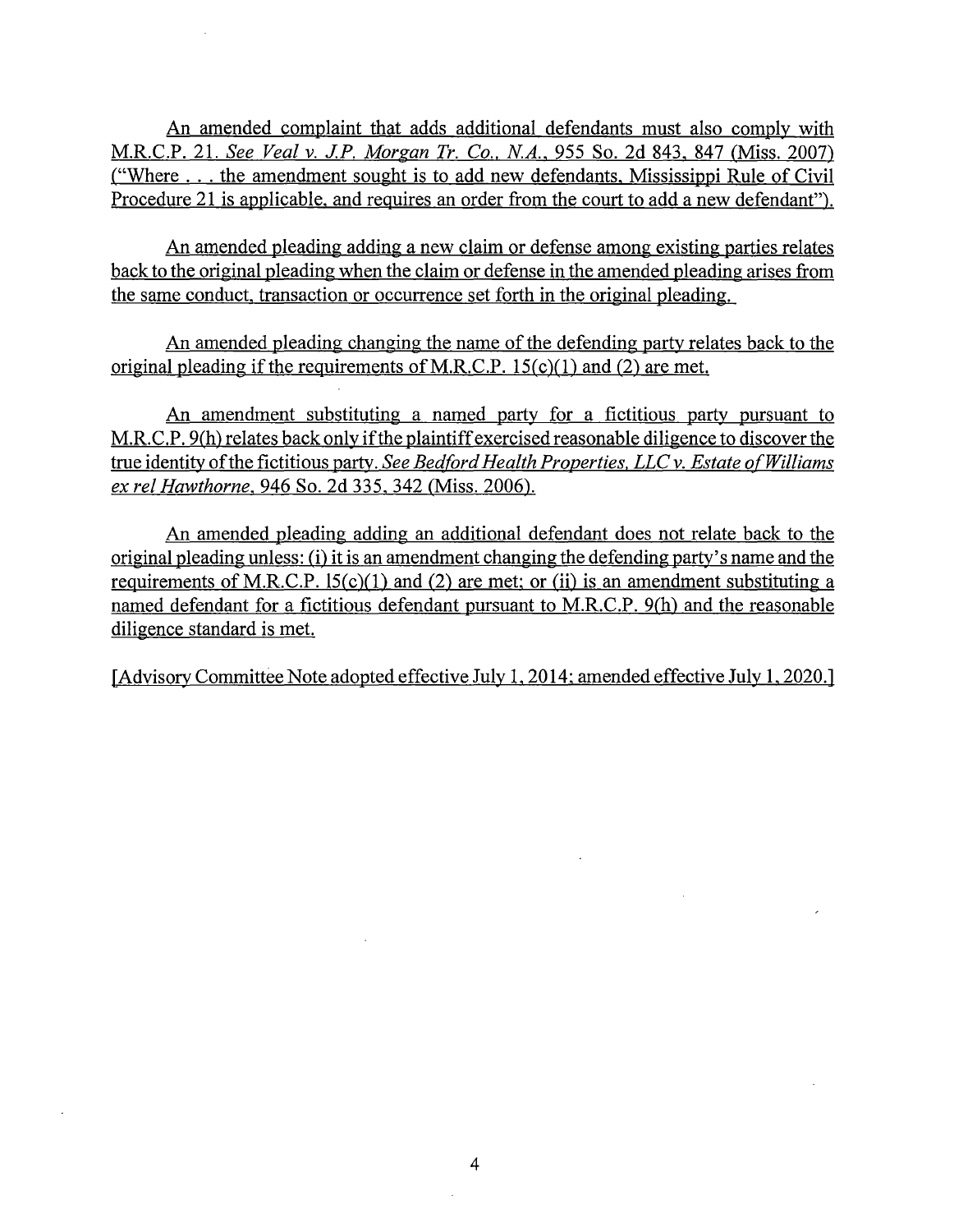An amended complaint that adds additional defendants must also comply with M.R.C.P. 21. *See Veal v. J.P. Morgan Tr. Co., N.A.*, 955 So. 2d 843, 847 (Miss. 2007) ("Where . . . the amendment sought is to add new defendants, Mississippi Rule of Civil Procedure 21 is applicable, and requires an order from the court to add a new defendant").

An amended pleading adding a new claim or defense among existing parties relates back to the original pleading when the claim or defense in the amended pleading arises from the same conduct, transaction or occurrence set forth in the original pleading.

An amended pleading changing the name of the defending party relates back to the original pleading if the requirements of M.R.C.P. 15(c)(1) and (2) are met.

An amendment substituting a named party for a fictitious party pursuant to M.R.C.P. 9(h) relates back only if the plaintiff exercised reasonable diligence to discover the true identity of the fictitious party. *See Bedford Health Properties, LLC v. Estate of Williams ex rel Hawthorne*, 946 So. 2d 335, 342 (Miss. 2006).

An amended pleading adding an additional defendant does not relate back to the original pleading unless: (i) it is an amendment changing the defending party's name and the requirements of M.R.C.P. 15(c)(1) and (2) are met; or (ii) is an amendment substituting a named defendant for a fictitious defendant pursuant to M.R.C.P. 9(h) and the reasonable diligence standard is met.

[Advisory Committee Note adopted effective July 1, 2014; amended effective July 1, 2020.]